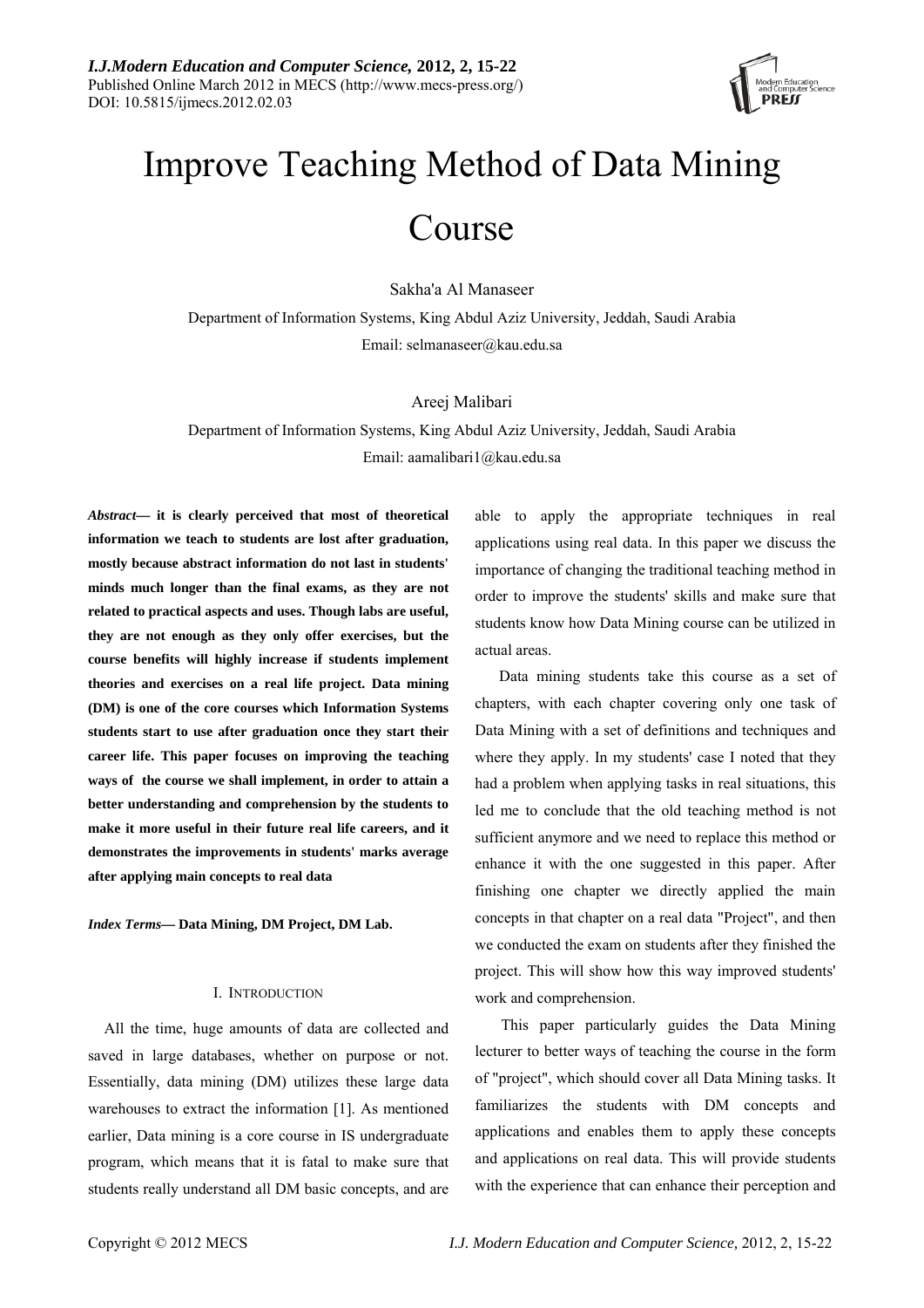# Improve Teaching Method of Data Mining Course

Sakha'a Al Manaseer

Department of Information Systems, King Abdul Aziz University, Jeddah, Saudi Arabia

Email: selmanaseer@kau.edu.sa

Areej Malibari

Department of Information Systems, King Abdul Aziz University, Jeddah, Saudi Arabia

Email: aamalibari1@kau.edu.sa

***Abstract*— it is clearly perceived that most of theoretical information we teach to students are lost after graduation, mostly because abstract information do not last in students' minds much longer than the final exams, as they are not related to practical aspects and uses. Though labs are useful, they are not enough as they only offer exercises, but the course benefits will highly increase if students implement theories and exercises on a real life project. Data mining (DM) is one of the core courses which Information Systems students start to use after graduation once they start their career life. This paper focuses on improving the teaching ways of the course we shall implement, in order to attain a better understanding and comprehension by the students to make it more useful in their future real life careers, and it demonstrates the improvements in students' marks average after applying main concepts to real data**

***Index Terms*— Data Mining, DM Project, DM Lab.**

## I. Introduction

All the time, huge amounts of data are collected and saved in large databases, whether on purpose or not. Essentially, data mining (DM) utilizes these large data warehouses to extract the information [1]. As mentioned earlier, Data mining is a core course in IS undergraduate program, which means that it is fatal to make sure that students really understand all DM basic concepts, and are able to apply the appropriate techniques in real applications using real data. In this paper we discuss the importance of changing the traditional teaching method in order to improve the students' skills and make sure that students know how Data Mining course can be utilized in actual areas.

Data mining students take this course as a set of chapters, with each chapter covering only one task of Data Mining with a set of definitions and techniques and where they apply. In my students' case I noted that they had a problem when applying tasks in real situations, this led me to conclude that the old teaching method is not sufficient anymore and we need to replace this method or enhance it with the one suggested in this paper. After finishing one chapter we directly applied the main concepts in that chapter on a real data "Project", and then we conducted the exam on students after they finished the project. This will show how this way improved students' work and comprehension.

This paper particularly guides the Data Mining lecturer to better ways of teaching the course in the form of "project", which should cover all Data Mining tasks. It familiarizes the students with DM concepts and applications and enables them to apply these concepts and applications on real data. This will provide students with the experience that can enhance their perception and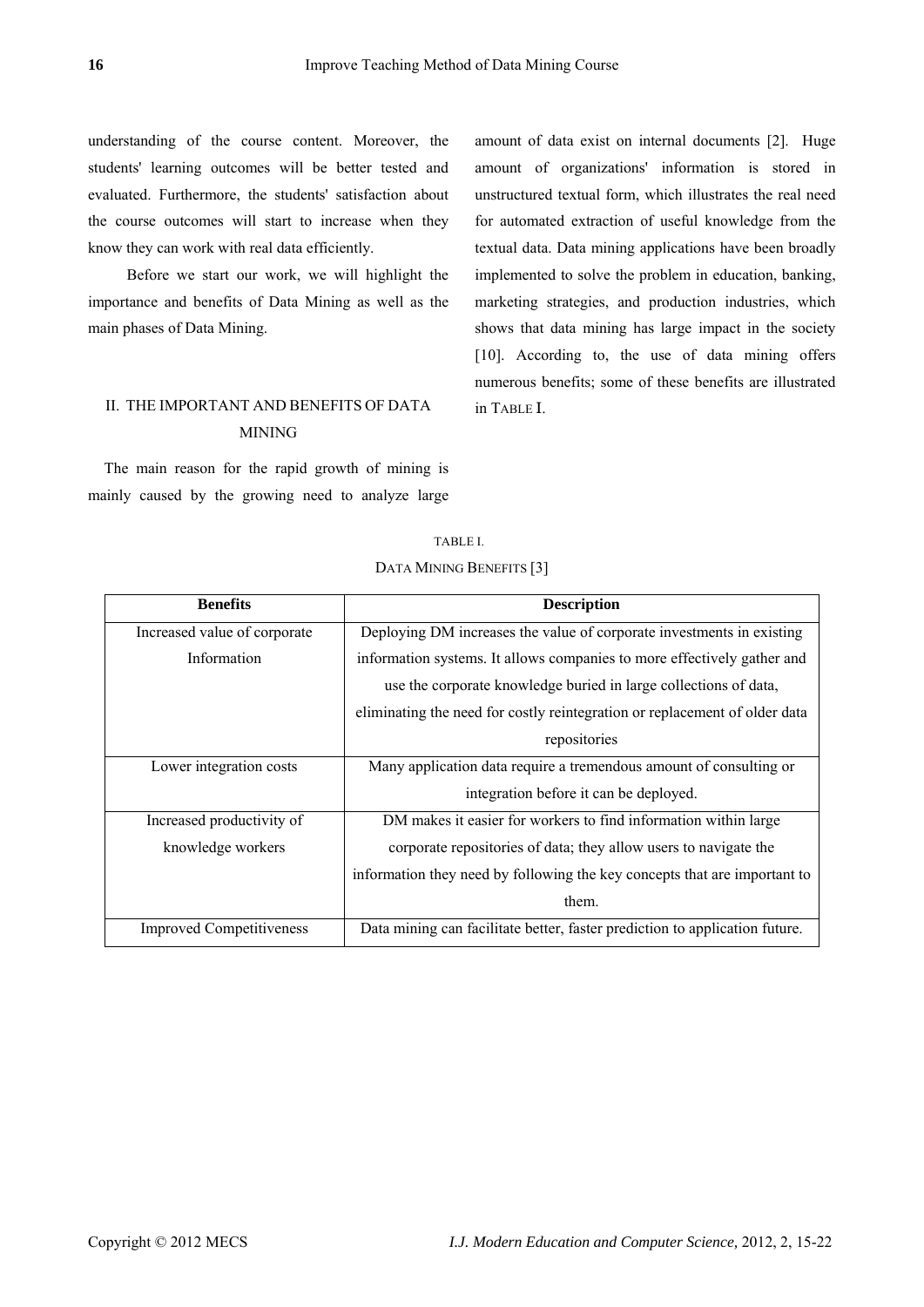understanding of the course content. Moreover, the students' learning outcomes will be better tested and evaluated. Furthermore, the students' satisfaction about the course outcomes will start to increase when they know they can work with real data efficiently.

Before we start our work, we will highlight the importance and benefits of Data Mining as well as the main phases of Data Mining.

## II. THE IMPORTANT AND BENEFITS OF DATA MINING

The main reason for the rapid growth of mining is mainly caused by the growing need to analyze large amount of data exist on internal documents [2]. Huge amount of organizations' information is stored in unstructured textual form, which illustrates the real need for automated extraction of useful knowledge from the textual data. Data mining applications have been broadly implemented to solve the problem in education, banking, marketing strategies, and production industries, which shows that data mining has large impact in the society [10]. According to, the use of data mining offers numerous benefits; some of these benefits are illustrated in TABLE I.

TABLE I.
DATA MINING BENEFITS [3]

| Benefits | Description |
|---|---|
| Increased value of corporate Information | Deploying DM increases the value of corporate investments in existing information systems. It allows companies to more effectively gather and use the corporate knowledge buried in large collections of data, eliminating the need for costly reintegration or replacement of older data repositories |
| Lower integration costs | Many application data require a tremendous amount of consulting or integration before it can be deployed. |
| Increased productivity of knowledge workers | DM makes it easier for workers to find information within large corporate repositories of data; they allow users to navigate the information they need by following the key concepts that are important to them. |
| Improved Competitiveness | Data mining can facilitate better, faster prediction to application future. |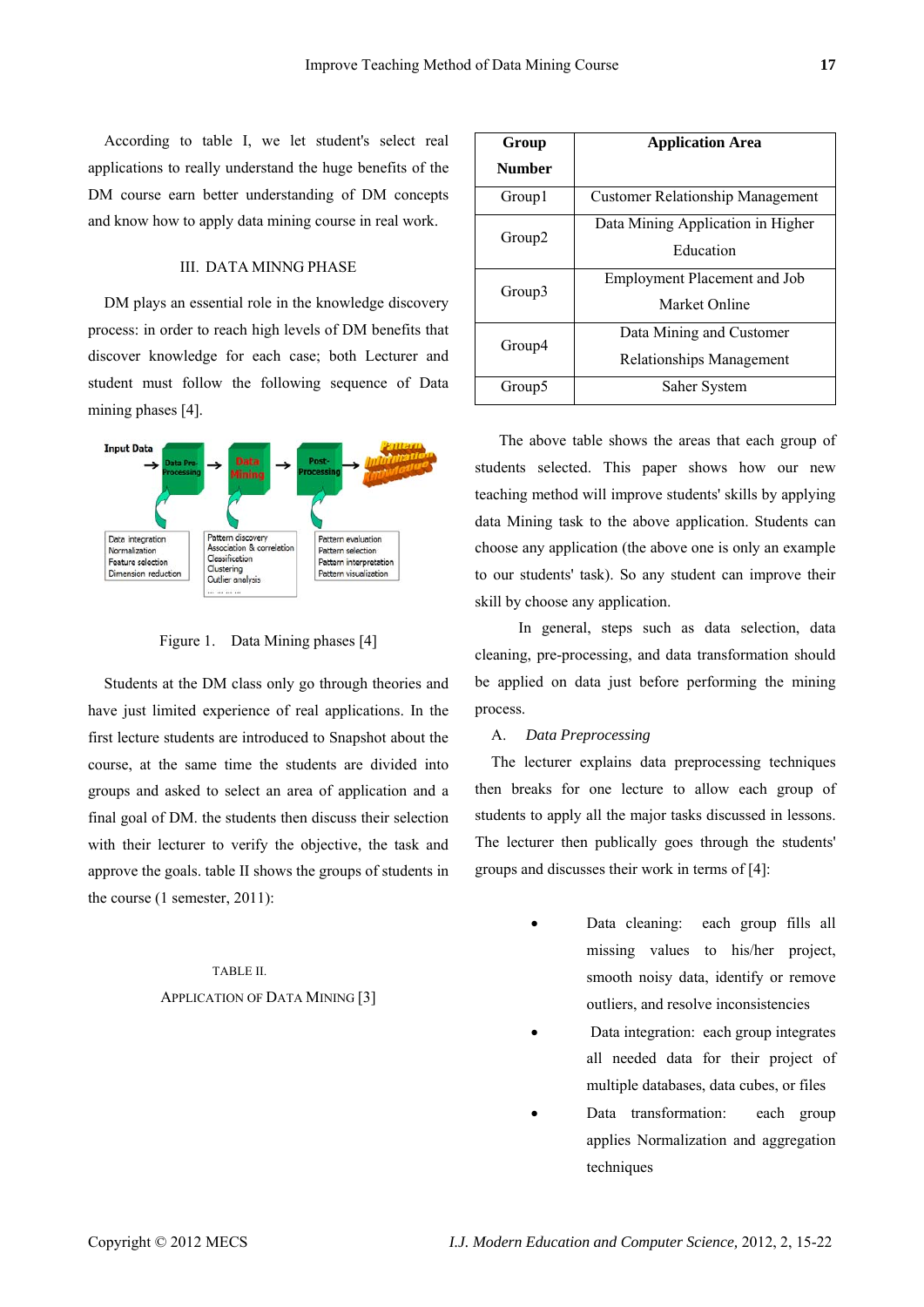According to table I, we let student's select real applications to really understand the huge benefits of the DM course earn better understanding of DM concepts and know how to apply data mining course in real work.

## III. DATA MINNG PHASE

DM plays an essential role in the knowledge discovery process: in order to reach high levels of DM benefits that discover knowledge for each case; both Lecturer and student must follow the following sequence of Data mining phases [4].

Figure 1. Data Mining phases [4]

Students at the DM class only go through theories and have just limited experience of real applications. In the first lecture students are introduced to Snapshot about the course, at the same time the students are divided into groups and asked to select an area of application and a final goal of DM. the students then discuss their selection with their lecturer to verify the objective, the task and approve the goals. table II shows the groups of students in the course (1 semester, 2011):

TABLE II.
APPLICATION OF DATA MINING [3]

| Group Number | Application Area |
|---|---|
| Group1 | Customer Relationship Management |
| Group2 | Data Mining Application in Higher Education |
| Group3 | Employment Placement and Job Market Online |
| Group4 | Data Mining and Customer Relationships Management |
| Group5 | Saher System |

The above table shows the areas that each group of students selected. This paper shows how our new teaching method will improve students' skills by applying data Mining task to the above application. Students can choose any application (the above one is only an example to our students' task). So any student can improve their skill by choose any application.

In general, steps such as data selection, data cleaning, pre-processing, and data transformation should be applied on data just before performing the mining process.

### A. *Data Preprocessing*

The lecturer explains data preprocessing techniques then breaks for one lecture to allow each group of students to apply all the major tasks discussed in lessons. The lecturer then publically goes through the students' groups and discusses their work in terms of [4]:

- Data cleaning: each group fills all missing values to his/her project, smooth noisy data, identify or remove outliers, and resolve inconsistencies
- Data integration: each group integrates all needed data for their project of multiple databases, data cubes, or files
- Data transformation: each group applies Normalization and aggregation techniques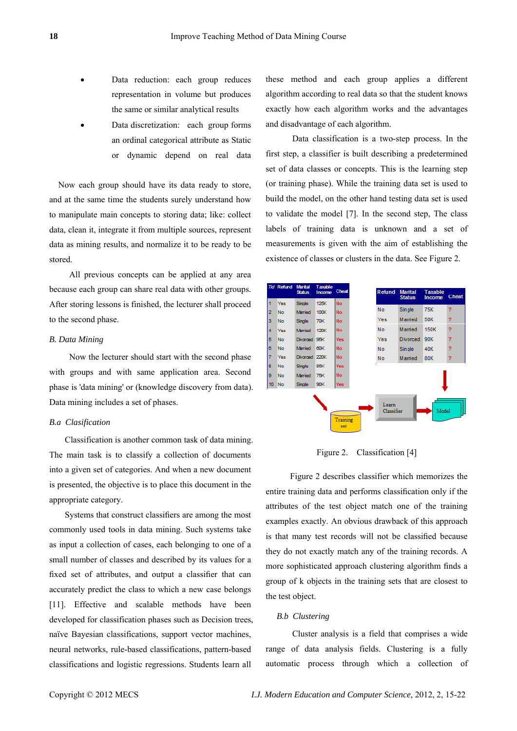- Data reduction: each group reduces representation in volume but produces the same or similar analytical results
- Data discretization: each group forms an ordinal categorical attribute as Static or dynamic depend on real data

Now each group should have its data ready to store, and at the same time the students surely understand how to manipulate main concepts to storing data; like: collect data, clean it, integrate it from multiple sources, represent data as mining results, and normalize it to be ready to be stored.

All previous concepts can be applied at any area because each group can share real data with other groups. After storing lessons is finished, the lecturer shall proceed to the second phase.

### *B. Data Mining*

Now the lecturer should start with the second phase with groups and with same application area. Second phase is 'data mining' or (knowledge discovery from data). Data mining includes a set of phases.

#### *B.a Clasification*

Classification is another common task of data mining. The main task is to classify a collection of documents into a given set of categories. And when a new document is presented, the objective is to place this document in the appropriate category.

Systems that construct classifiers are among the most commonly used tools in data mining. Such systems take as input a collection of cases, each belonging to one of a small number of classes and described by its values for a fixed set of attributes, and output a classifier that can accurately predict the class to which a new case belongs [11]. Effective and scalable methods have been developed for classification phases such as Decision trees, naïve Bayesian classifications, support vector machines, neural networks, rule-based classifications, pattern-based classifications and logistic regressions. Students learn all these method and each group applies a different algorithm according to real data so that the student knows exactly how each algorithm works and the advantages and disadvantage of each algorithm.

Data classification is a two-step process. In the first step, a classifier is built describing a predetermined set of data classes or concepts. This is the learning step (or training phase). While the training data set is used to build the model, on the other hand testing data set is used to validate the model [7]. In the second step, The class labels of training data is unknown and a set of measurements is given with the aim of establishing the existence of classes or clusters in the data. See Figure 2.

| Tid | Refund | Marital Status | Taxable Income | Cheat |
|---|---|---|---|---|
| 1 | Yes | Single | 125K | No |
| 2 | No | Married | 100K | No |
| 3 | No | Single | 70K | No |
| 4 | Yes | Married | 120K | No |
| 5 | No | Divorced | 95K | Yes |
| 6 | No | Married | 60K | No |
| 7 | Yes | Divorced | 220K | No |
| 8 | No | Single | 85K | Yes |
| 9 | No | Married | 75K | No |
| 10 | No | Single | 90K | Yes |

| Refund | Marital Status | Taxable Income | Cheat |
|---|---|---|---|
| No | Single | 75K | ? |
| Yes | Married | 50K | ? |
| No | Married | 150K | ? |
| Yes | Divorced | 90K | ? |
| No | Single | 40K | ? |
| No | Married | 80K | ? |

Training set → Learn Classifier → Model

Figure 2. Classification [4]

Figure 2 describes classifier which memorizes the entire training data and performs classification only if the attributes of the test object match one of the training examples exactly. An obvious drawback of this approach is that many test records will not be classified because they do not exactly match any of the training records. A more sophisticated approach clustering algorithm finds a group of k objects in the training sets that are closest to the test object.

#### *B.b Clustering*

Cluster analysis is a field that comprises a wide range of data analysis fields. Clustering is a fully automatic process through which a collection of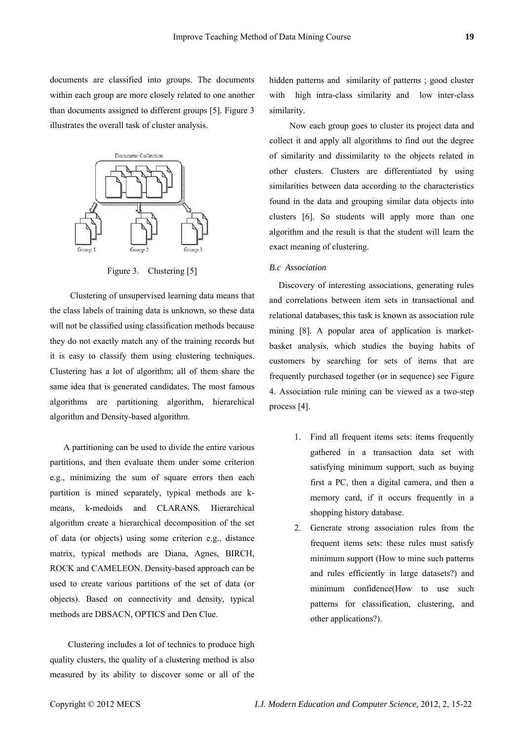documents are classified into groups. The documents within each group are more closely related to one another than documents assigned to different groups [5]. Figure 3 illustrates the overall task of cluster analysis.

Figure 3. Clustering [5]

Clustering of unsupervised learning data means that the class labels of training data is unknown, so these data will not be classified using classification methods because they do not exactly match any of the training records but it is easy to classify them using clustering techniques. Clustering has a lot of algorithm; all of them share the same idea that is generated candidates. The most famous algorithms are partitioning algorithm, hierarchical algorithm and Density-based algorithm.

A partitioning can be used to divide the entire various partitions, and then evaluate them under some criterion e.g., minimizing the sum of square errors then each partition is mined separately, typical methods are k-means, k-medoids and CLARANS. Hierarchical algorithm create a hierarchical decomposition of the set of data (or objects) using some criterion e.g., distance matrix, typical methods are Diana, Agnes, BIRCH, ROCK and CAMELEON. Density-based approach can be used to create various partitions of the set of data (or objects). Based on connectivity and density, typical methods are DBSACN, OPTICS and Den Clue.

Clustering includes a lot of technics to produce high quality clusters, the quality of a clustering method is also measured by its ability to discover some or all of the hidden patterns and similarity of patterns ; good cluster with high intra-class similarity and low inter-class similarity.

Now each group goes to cluster its project data and collect it and apply all algorithms to find out the degree of similarity and dissimilarity to the objects related in other clusters. Clusters are differentiated by using similarities between data according to the characteristics found in the data and grouping similar data objects into clusters [6]. So students will apply more than one algorithm and the result is that the student will learn the exact meaning of clustering.

### *B.c Association*

Discovery of interesting associations, generating rules and correlations between item sets in transactional and relational databases, this task is known as association rule mining [8]. A popular area of application is market-basket analysis, which studies the buying habits of customers by searching for sets of items that are frequently purchased together (or in sequence) see Figure 4. Association rule mining can be viewed as a two-step process [4].

1. Find all frequent items sets: items frequently gathered in a transaction data set with satisfying minimum support, such as buying first a PC, then a digital camera, and then a memory card, if it occurs frequently in a shopping history database.
2. Generate strong association rules from the frequent items sets: these rules must satisfy minimum support (How to mine such patterns and rules efficiently in large datasets?) and minimum confidence(How to use such patterns for classification, clustering, and other applications?).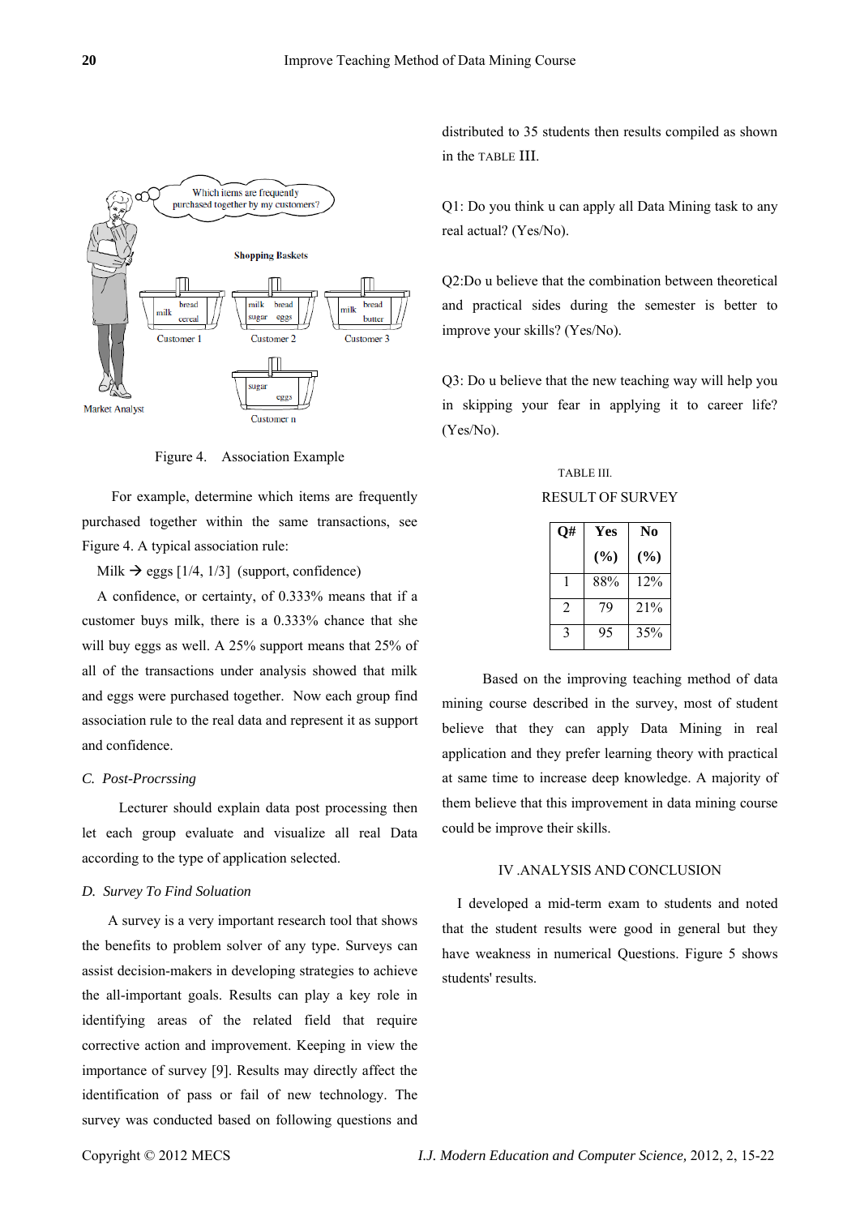Figure 4. Association Example

For example, determine which items are frequently purchased together within the same transactions, see Figure 4. A typical association rule:

Milk → eggs [1/4, 1/3] (support, confidence)

A confidence, or certainty, of 0.333% means that if a customer buys milk, there is a 0.333% chance that she will buy eggs as well. A 25% support means that 25% of all of the transactions under analysis showed that milk and eggs were purchased together. Now each group find association rule to the real data and represent it as support and confidence.

### *C. Post-Procrssing*

Lecturer should explain data post processing then let each group evaluate and visualize all real Data according to the type of application selected.

### *D. Survey To Find Soluation*

A survey is a very important research tool that shows the benefits to problem solver of any type. Surveys can assist decision-makers in developing strategies to achieve the all-important goals. Results can play a key role in identifying areas of the related field that require corrective action and improvement. Keeping in view the importance of survey [9]. Results may directly affect the identification of pass or fail of new technology. The survey was conducted based on following questions and distributed to 35 students then results compiled as shown in the TABLE III.

Q1: Do you think u can apply all Data Mining task to any real actual? (Yes/No).

Q2:Do u believe that the combination between theoretical and practical sides during the semester is better to improve your skills? (Yes/No).

Q3: Do u believe that the new teaching way will help you in skipping your fear in applying it to career life? (Yes/No).

TABLE III.

RESULT OF SURVEY

| Q# | Yes (%) | No (%) |
|---|---|---|
| 1 | 88% | 12% |
| 2 | 79 | 21% |
| 3 | 95 | 35% |

Based on the improving teaching method of data mining course described in the survey, most of student believe that they can apply Data Mining in real application and they prefer learning theory with practical at same time to increase deep knowledge. A majority of them believe that this improvement in data mining course could be improve their skills.

## IV .ANALYSIS AND CONCLUSION

I developed a mid-term exam to students and noted that the student results were good in general but they have weakness in numerical Questions. Figure 5 shows students' results.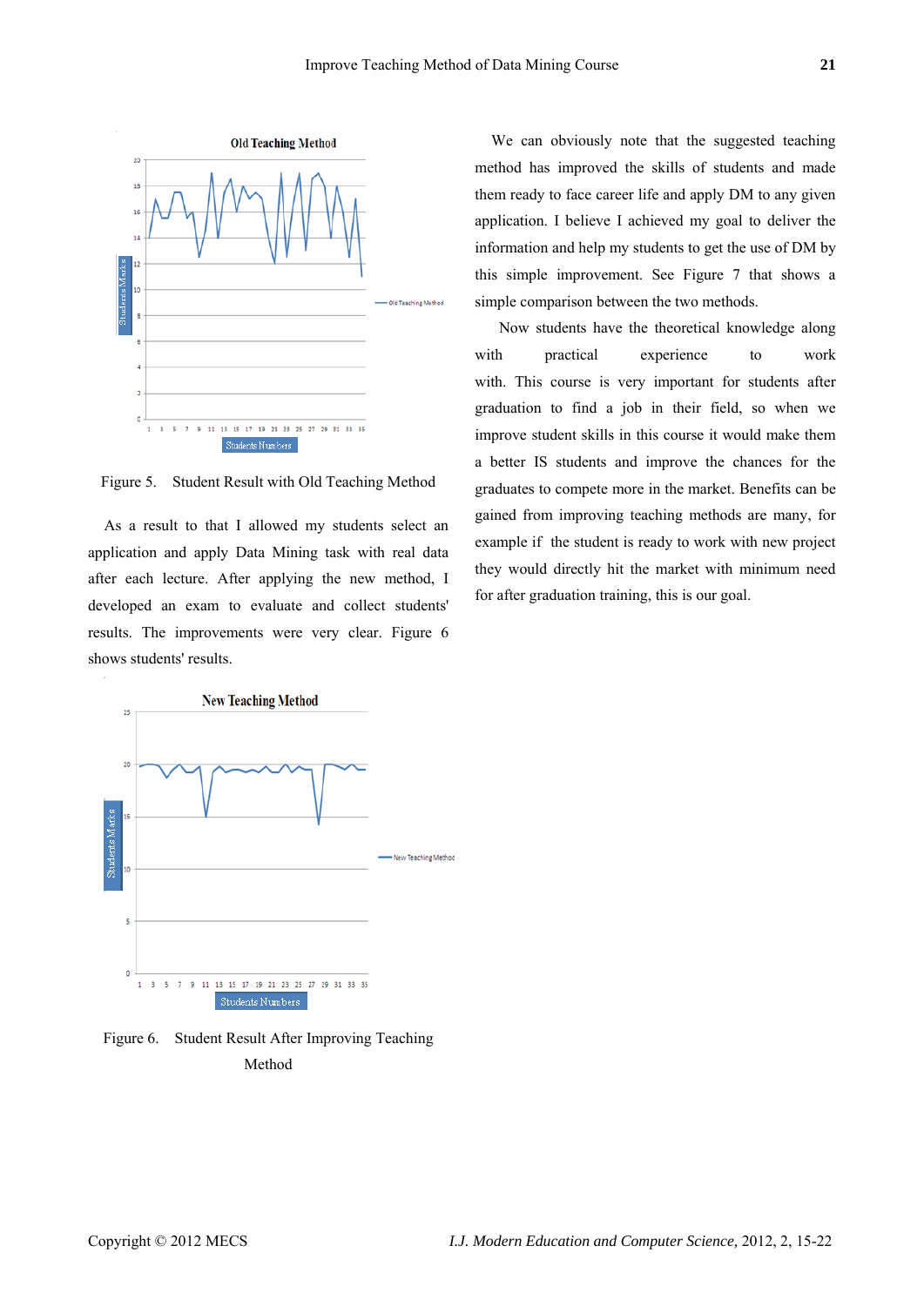Figure 5. Student Result with Old Teaching Method

As a result to that I allowed my students select an application and apply Data Mining task with real data after each lecture. After applying the new method, I developed an exam to evaluate and collect students' results. The improvements were very clear. Figure 6 shows students' results.

Figure 6. Student Result After Improving Teaching Method

We can obviously note that the suggested teaching method has improved the skills of students and made them ready to face career life and apply DM to any given application. I believe I achieved my goal to deliver the information and help my students to get the use of DM by this simple improvement. See Figure 7 that shows a simple comparison between the two methods.

Now students have the theoretical knowledge along with practical experience to work with. This course is very important for students after graduation to find a job in their field, so when we improve student skills in this course it would make them a better IS students and improve the chances for the graduates to compete more in the market. Benefits can be gained from improving teaching methods are many, for example if the student is ready to work with new project they would directly hit the market with minimum need for after graduation training, this is our goal.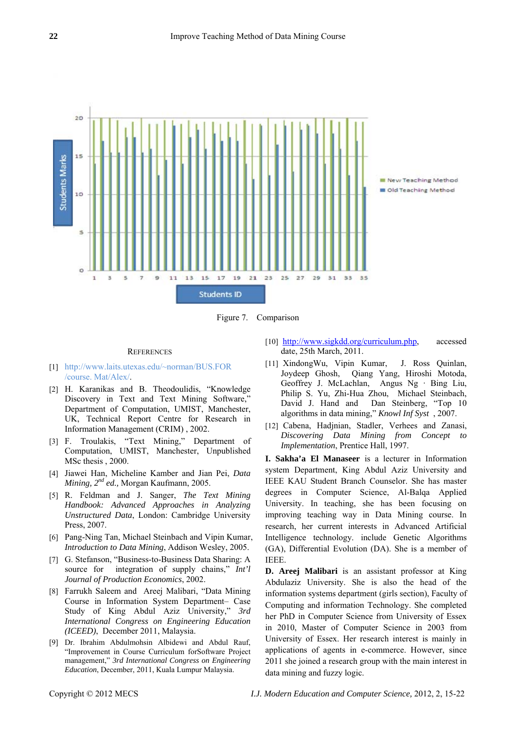Students Marks

20
15
10
5
0

1 3 5 7 9 11 13 15 17 19 21 23 25 27 29 31 33 35

Students ID

New Teaching Method
Old Teaching Method

Figure 7. Comparison

## REFERENCES

[1] http://www.laits.utexas.edu/~norman/BUS.FOR/course. Mat/Alex/.

[2] H. Karanikas and B. Theodoulidis, "Knowledge Discovery in Text and Text Mining Software," Department of Computation, UMIST, Manchester, UK, Technical Report Centre for Research in Information Management (CRIM) , 2002.

[3] F. Troulakis, "Text Mining," Department of Computation, UMIST, Manchester, Unpublished MSc thesis , 2000.

[4] Jiawei Han, Micheline Kamber and Jian Pei, *Data Mining, 2nd ed.,* Morgan Kaufmann, 2005.

[5] R. Feldman and J. Sanger, *The Text Mining Handbook: Advanced Approaches in Analyzing Unstructured Data*, London: Cambridge University Press, 2007.

[6] Pang-Ning Tan, Michael Steinbach and Vipin Kumar, *Introduction to Data Mining*, Addison Wesley, 2005.

[7] G. Stefanson, "Business-to-Business Data Sharing: A source for integration of supply chains," *Int'l Journal of Production Economics*, 2002.

[8] Farrukh Saleem and Areej Malibari, "Data Mining Course in Information System Department– Case Study of King Abdul Aziz University," *3rd International Congress on Engineering Education (ICEED)*, December 2011, Malaysia.

[9] Dr. Ibrahim Abdulmohsin Albidewi and Abdul Rauf, "Improvement in Course Curriculum forSoftware Project management," *3rd International Congress on Engineering Education*, December, 2011, Kuala Lumpur Malaysia.

[10] http://www.sigkdd.org/curriculum.php, accessed date, 25th March, 2011.

[11] XindongWu, Vipin Kumar, J. Ross Quinlan, Joydeep Ghosh, Qiang Yang, Hiroshi Motoda, Geoffrey J. McLachlan, Angus Ng · Bing Liu, Philip S. Yu, Zhi-Hua Zhou, Michael Steinbach, David J. Hand and Dan Steinberg, "Top 10 algorithms in data mining," *Knowl Inf Syst* , 2007.

[12] Cabena, Hadjnian, Stadler, Verhees and Zanasi, *Discovering Data Mining from Concept to Implementation*, Prentice Hall, 1997.

**I. Sakha'a El Manaseer** is a lecturer in Information system Department, King Abdul Aziz University and IEEE KAU Student Branch Counselor. She has master degrees in Computer Science, Al-Balqa Applied University. In teaching, she has been focusing on improving teaching way in Data Mining course. In research, her current interests in Advanced Artificial Intelligence technology. include Genetic Algorithms (GA), Differential Evolution (DA). She is a member of IEEE.

**D. Areej Malibari** is an assistant professor at King Abdulaziz University. She is also the head of the information systems department (girls section), Faculty of Computing and information Technology. She completed her PhD in Computer Science from University of Essex in 2010, Master of Computer Science in 2003 from University of Essex. Her research interest is mainly in applications of agents in e-commerce. However, since 2011 she joined a research group with the main interest in data mining and fuzzy logic.